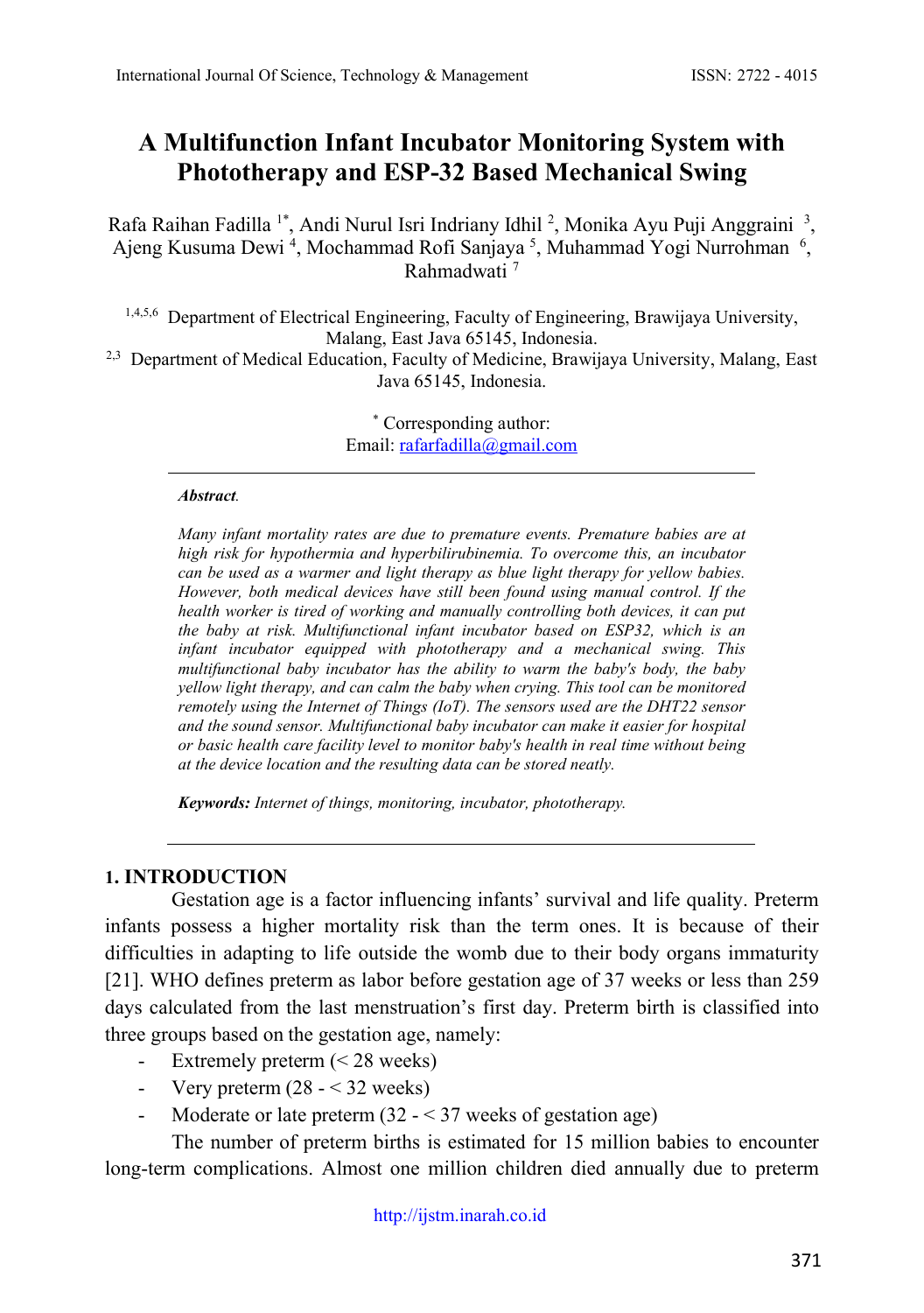# A Multifunction Infant Incubator Monitoring System with Phototherapy and ESP-32 Based Mechanical Swing

Rafa Raihan Fadilla [1*], Andi Nurul Isri Indriany Idhil [2], Monika Ayu Puji Anggraini [3], Ajeng Kusuma Dewi [4], Mochammad Rofi Sanjaya [5], Muhammad Yogi Nurrohman [6], Rahmadwati [7]

[1,4,5,6] Department of Electrical Engineering, Faculty of Engineering, Brawijaya University, Malang, East Java 65145, Indonesia.

[2,3] Department of Medical Education, Faculty of Medicine, Brawijaya University, Malang, East Java 65145, Indonesia.

[*] Corresponding author:
Email: rafarfadilla@gmail.com

***Abstract.***

*Many infant mortality rates are due to premature events. Premature babies are at high risk for hypothermia and hyperbilirubinemia. To overcome this, an incubator can be used as a warmer and light therapy as blue light therapy for yellow babies. However, both medical devices have still been found using manual control. If the health worker is tired of working and manually controlling both devices, it can put the baby at risk. Multifunctional infant incubator based on ESP32, which is an infant incubator equipped with phototherapy and a mechanical swing. This multifunctional baby incubator has the ability to warm the baby's body, the baby yellow light therapy, and can calm the baby when crying. This tool can be monitored remotely using the Internet of Things (IoT). The sensors used are the DHT22 sensor and the sound sensor. Multifunctional baby incubator can make it easier for hospital or basic health care facility level to monitor baby's health in real time without being at the device location and the resulting data can be stored neatly.*

***Keywords:*** *Internet of things, monitoring, incubator, phototherapy.*

## 1. INTRODUCTION

Gestation age is a factor influencing infants' survival and life quality. Preterm infants possess a higher mortality risk than the term ones. It is because of their difficulties in adapting to life outside the womb due to their body organs immaturity [21]. WHO defines preterm as labor before gestation age of 37 weeks or less than 259 days calculated from the last menstruation's first day. Preterm birth is classified into three groups based on the gestation age, namely:

- Extremely preterm (< 28 weeks)
- Very preterm (28 - < 32 weeks)
- Moderate or late preterm (32 - < 37 weeks of gestation age)

The number of preterm births is estimated for 15 million babies to encounter long-term complications. Almost one million children died annually due to preterm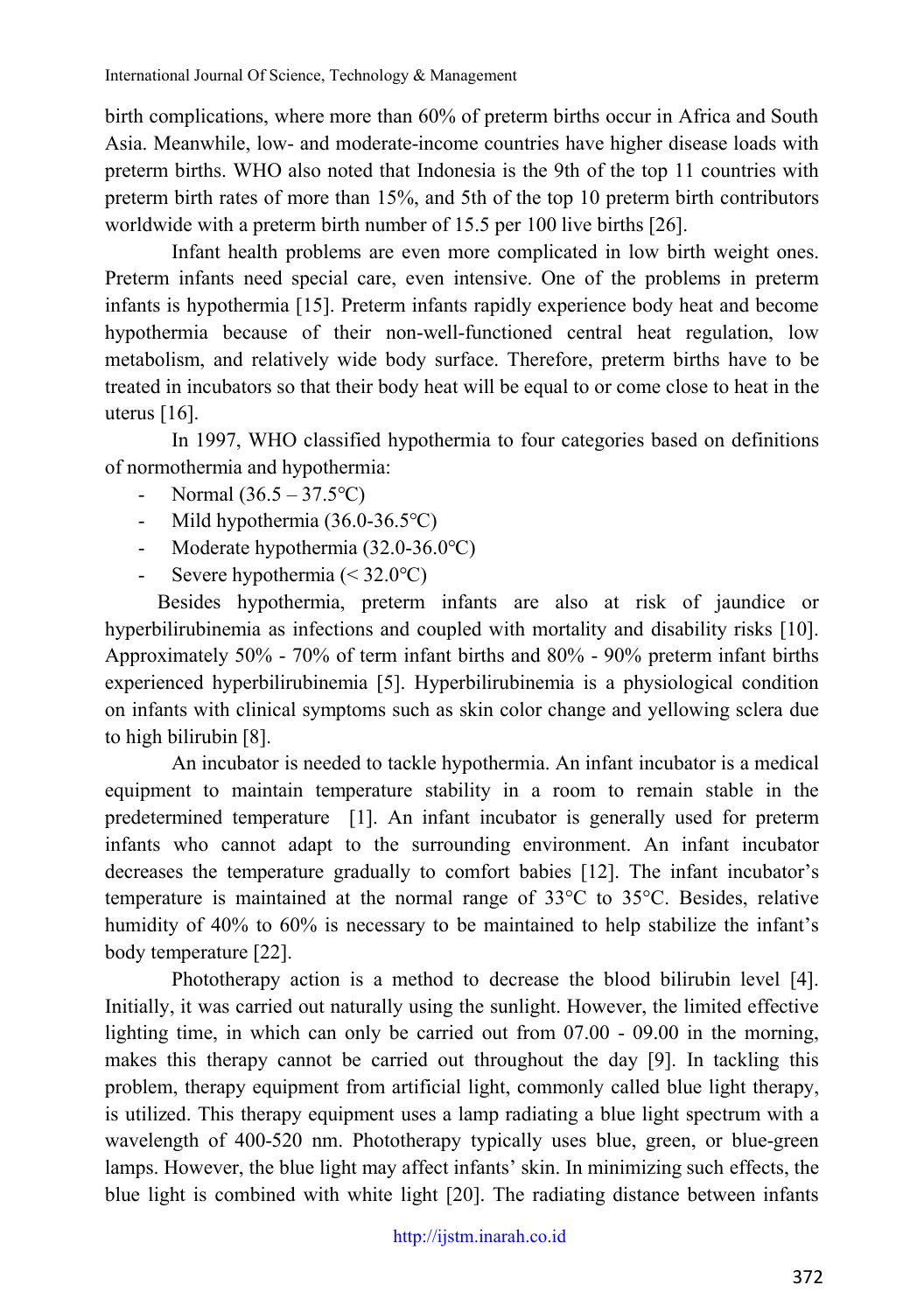birth complications, where more than 60% of preterm births occur in Africa and South Asia. Meanwhile, low- and moderate-income countries have higher disease loads with preterm births. WHO also noted that Indonesia is the 9th of the top 11 countries with preterm birth rates of more than 15%, and 5th of the top 10 preterm birth contributors worldwide with a preterm birth number of 15.5 per 100 live births [26].

Infant health problems are even more complicated in low birth weight ones. Preterm infants need special care, even intensive. One of the problems in preterm infants is hypothermia [15]. Preterm infants rapidly experience body heat and become hypothermia because of their non-well-functioned central heat regulation, low metabolism, and relatively wide body surface. Therefore, preterm births have to be treated in incubators so that their body heat will be equal to or come close to heat in the uterus [16].

In 1997, WHO classified hypothermia to four categories based on definitions of normothermia and hypothermia:

- Normal (36.5 – 37.5°C)
- Mild hypothermia (36.0-36.5°C)
- Moderate hypothermia (32.0-36.0°C)
- Severe hypothermia (< 32.0°C)

Besides hypothermia, preterm infants are also at risk of jaundice or hyperbilirubinemia as infections and coupled with mortality and disability risks [10]. Approximately 50% - 70% of term infant births and 80% - 90% preterm infant births experienced hyperbilirubinemia [5]. Hyperbilirubinemia is a physiological condition on infants with clinical symptoms such as skin color change and yellowing sclera due to high bilirubin [8].

An incubator is needed to tackle hypothermia. An infant incubator is a medical equipment to maintain temperature stability in a room to remain stable in the predetermined temperature [1]. An infant incubator is generally used for preterm infants who cannot adapt to the surrounding environment. An infant incubator decreases the temperature gradually to comfort babies [12]. The infant incubator's temperature is maintained at the normal range of 33°C to 35°C. Besides, relative humidity of 40% to 60% is necessary to be maintained to help stabilize the infant's body temperature [22].

Phototherapy action is a method to decrease the blood bilirubin level [4]. Initially, it was carried out naturally using the sunlight. However, the limited effective lighting time, in which can only be carried out from 07.00 - 09.00 in the morning, makes this therapy cannot be carried out throughout the day [9]. In tackling this problem, therapy equipment from artificial light, commonly called blue light therapy, is utilized. This therapy equipment uses a lamp radiating a blue light spectrum with a wavelength of 400-520 nm. Phototherapy typically uses blue, green, or blue-green lamps. However, the blue light may affect infants' skin. In minimizing such effects, the blue light is combined with white light [20]. The radiating distance between infants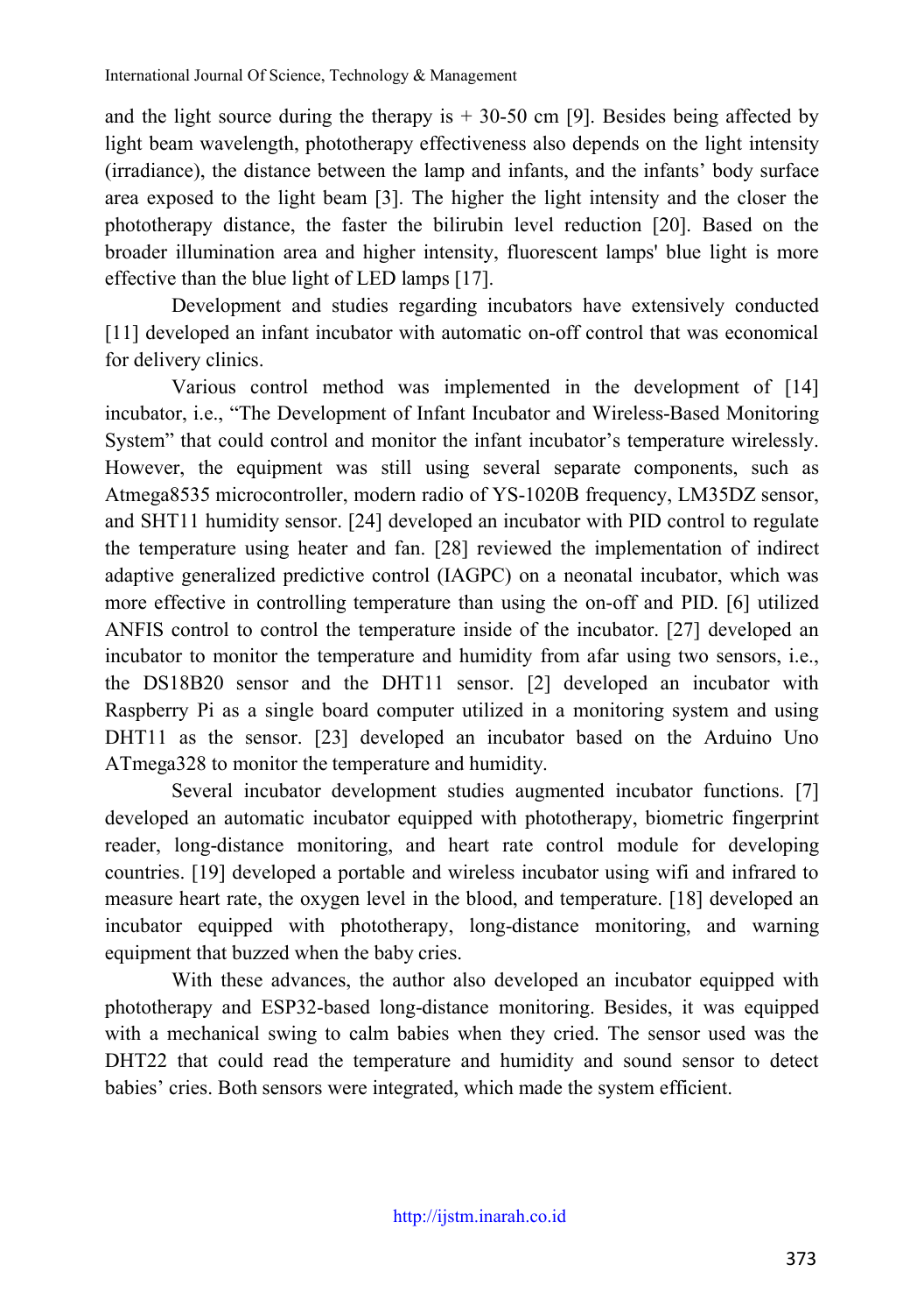and the light source during the therapy is + 30-50 cm [9]. Besides being affected by light beam wavelength, phototherapy effectiveness also depends on the light intensity (irradiance), the distance between the lamp and infants, and the infants' body surface area exposed to the light beam [3]. The higher the light intensity and the closer the phototherapy distance, the faster the bilirubin level reduction [20]. Based on the broader illumination area and higher intensity, fluorescent lamps' blue light is more effective than the blue light of LED lamps [17].

Development and studies regarding incubators have extensively conducted [11] developed an infant incubator with automatic on-off control that was economical for delivery clinics.

Various control method was implemented in the development of [14] incubator, i.e., "The Development of Infant Incubator and Wireless-Based Monitoring System" that could control and monitor the infant incubator's temperature wirelessly. However, the equipment was still using several separate components, such as Atmega8535 microcontroller, modern radio of YS-1020B frequency, LM35DZ sensor, and SHT11 humidity sensor. [24] developed an incubator with PID control to regulate the temperature using heater and fan. [28] reviewed the implementation of indirect adaptive generalized predictive control (IAGPC) on a neonatal incubator, which was more effective in controlling temperature than using the on-off and PID. [6] utilized ANFIS control to control the temperature inside of the incubator. [27] developed an incubator to monitor the temperature and humidity from afar using two sensors, i.e., the DS18B20 sensor and the DHT11 sensor. [2] developed an incubator with Raspberry Pi as a single board computer utilized in a monitoring system and using DHT11 as the sensor. [23] developed an incubator based on the Arduino Uno ATmega328 to monitor the temperature and humidity.

Several incubator development studies augmented incubator functions. [7] developed an automatic incubator equipped with phototherapy, biometric fingerprint reader, long-distance monitoring, and heart rate control module for developing countries. [19] developed a portable and wireless incubator using wifi and infrared to measure heart rate, the oxygen level in the blood, and temperature. [18] developed an incubator equipped with phototherapy, long-distance monitoring, and warning equipment that buzzed when the baby cries.

With these advances, the author also developed an incubator equipped with phototherapy and ESP32-based long-distance monitoring. Besides, it was equipped with a mechanical swing to calm babies when they cried. The sensor used was the DHT22 that could read the temperature and humidity and sound sensor to detect babies' cries. Both sensors were integrated, which made the system efficient.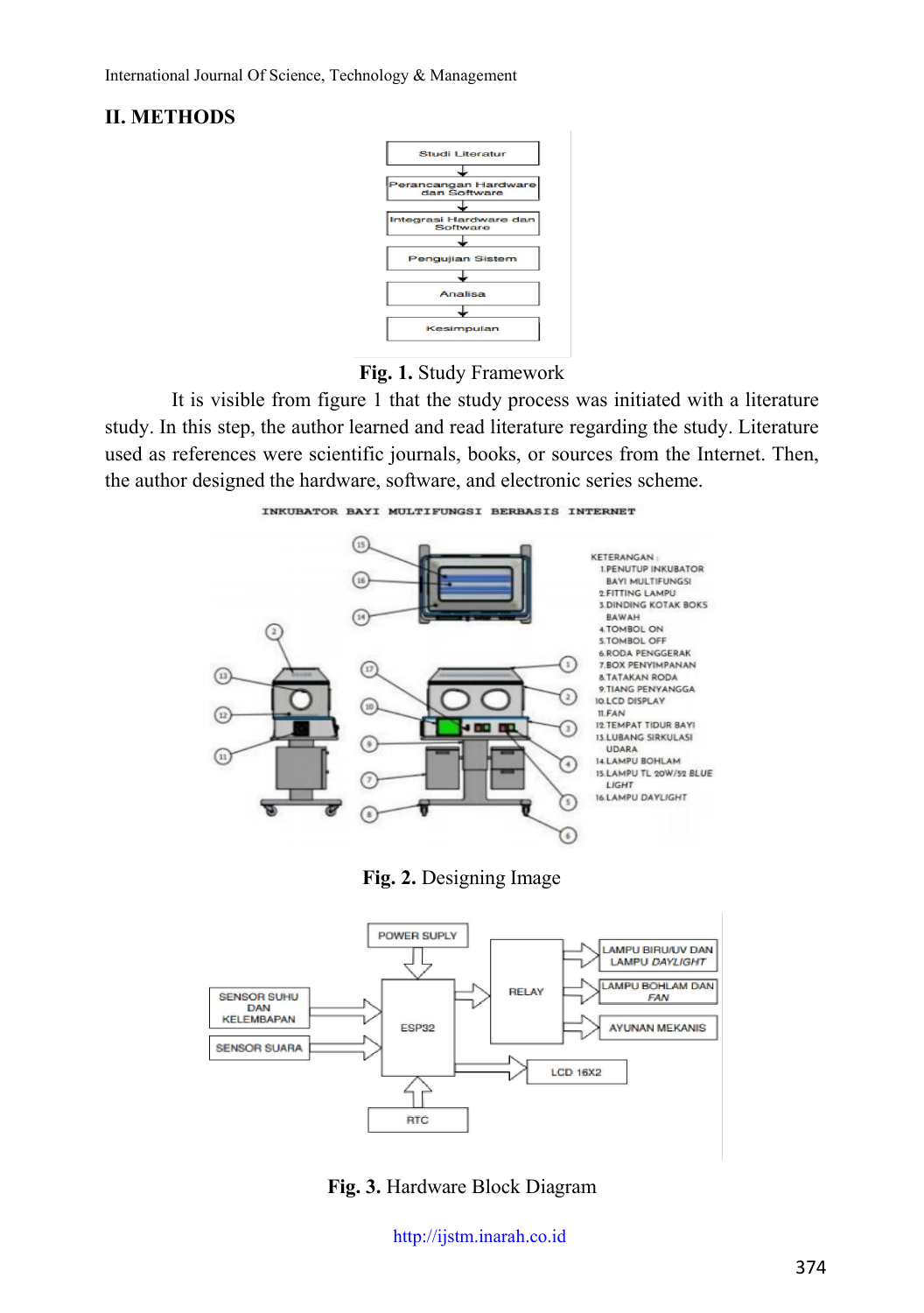## II. METHODS

Fig. 1. Study Framework

It is visible from figure 1 that the study process was initiated with a literature study. In this step, the author learned and read literature regarding the study. Literature used as references were scientific journals, books, or sources from the Internet. Then, the author designed the hardware, software, and electronic series scheme.

Fig. 2. Designing Image

Fig. 3. Hardware Block Diagram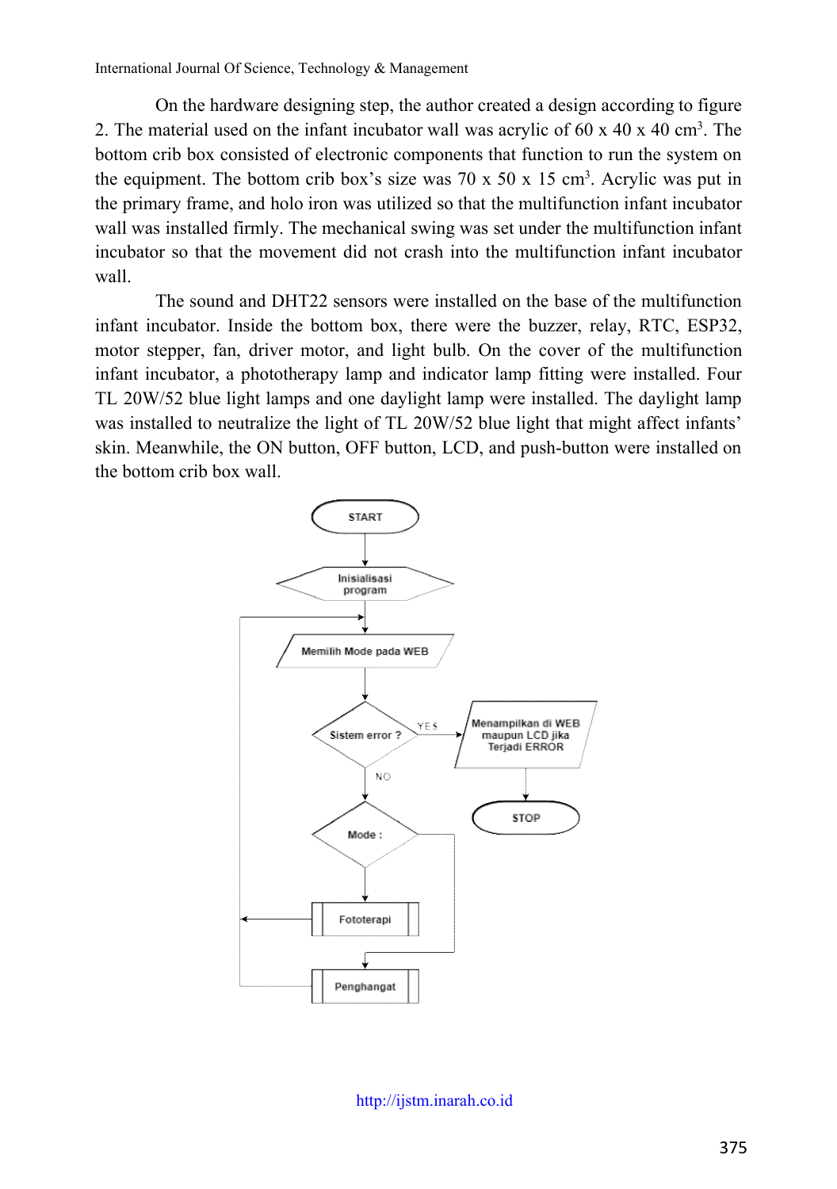On the hardware designing step, the author created a design according to figure 2. The material used on the infant incubator wall was acrylic of 60 x 40 x 40 cm$^3$. The bottom crib box consisted of electronic components that function to run the system on the equipment. The bottom crib box's size was 70 x 50 x 15 cm$^3$. Acrylic was put in the primary frame, and holo iron was utilized so that the multifunction infant incubator wall was installed firmly. The mechanical swing was set under the multifunction infant incubator so that the movement did not crash into the multifunction infant incubator wall.

The sound and DHT22 sensors were installed on the base of the multifunction infant incubator. Inside the bottom box, there were the buzzer, relay, RTC, ESP32, motor stepper, fan, driver motor, and light bulb. On the cover of the multifunction infant incubator, a phototherapy lamp and indicator lamp fitting were installed. Four TL 20W/52 blue light lamps and one daylight lamp were installed. The daylight lamp was installed to neutralize the light of TL 20W/52 blue light that might affect infants' skin. Meanwhile, the ON button, OFF button, LCD, and push-button were installed on the bottom crib box wall.

START

Inisialisasi program

Memilih Mode pada WEB

Sistem error ?

YES

Menampilkan di WEB maupun LCD jika Terjadi ERROR

STOP

NO

Mode :

Fototerapi

Penghangat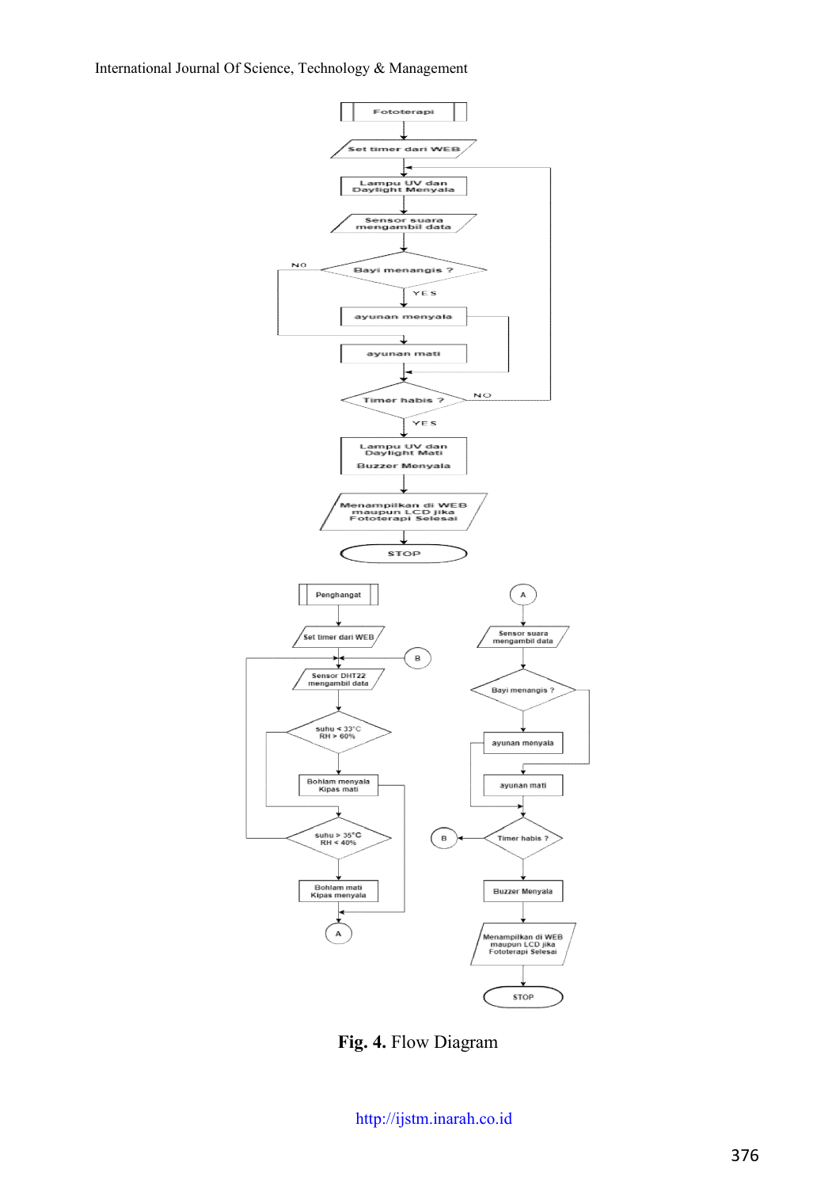Fototerapi

Set timer dari WEB

Lampu UV dan Daylight Menyala

Sensor suara mengambil data

Bayi menangis ?

NO

YES

ayunan menyala

ayunan mati

Timer habis ?

NO

YES

Lampu UV dan Daylight Mati

Buzzer Menyala

Menampilkan di WEB maupun LCD jika Fototerapi Selesai

STOP

Penghangat

Set timer dari WEB

B

Sensor DHT22 mengambil data

suhu < 33°C RH > 60%

Bohlam menyala Kipas mati

suhu > 35°C RH < 40%

Bohlam mati Kipas menyala

A

A

Sensor suara mengambil data

Bayi menangis ?

ayunan menyala

ayunan mati

B

Timer habis ?

Buzzer Menyala

Menampilkan di WEB maupun LCD jika Fototerapi Selesai

STOP

**Fig. 4.** Flow Diagram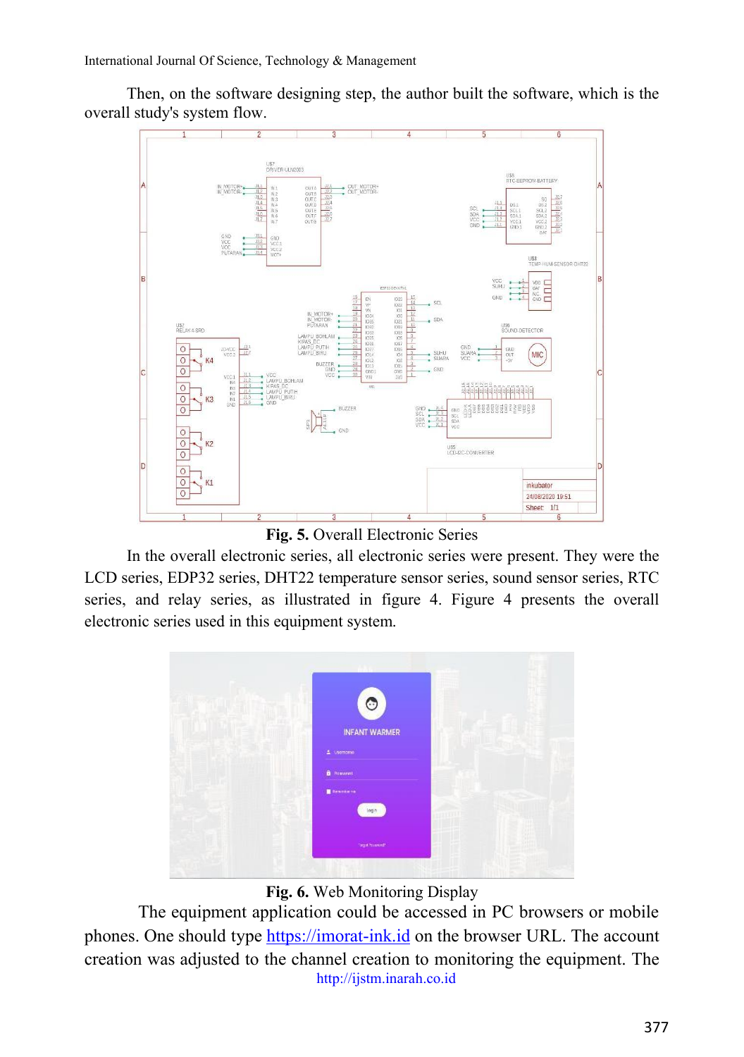Then, on the software designing step, the author built the software, which is the overall study's system flow.

**Fig. 5.** Overall Electronic Series

In the overall electronic series, all electronic series were present. They were the LCD series, EDP32 series, DHT22 temperature sensor series, sound sensor series, RTC series, and relay series, as illustrated in figure 4. Figure 4 presents the overall electronic series used in this equipment system.

**Fig. 6.** Web Monitoring Display

The equipment application could be accessed in PC browsers or mobile phones. One should type https://imorat-ink.id on the browser URL. The account creation was adjusted to the channel creation to monitoring the equipment. The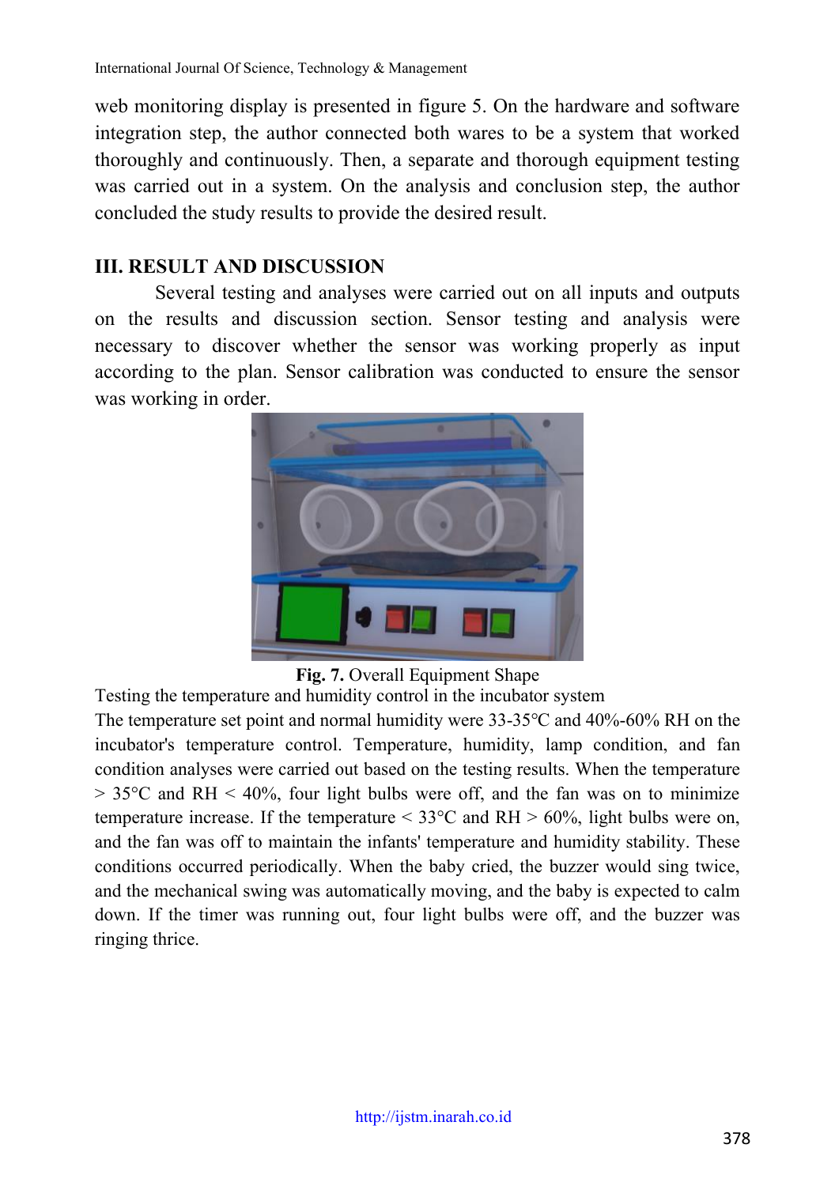web monitoring display is presented in figure 5. On the hardware and software integration step, the author connected both wares to be a system that worked thoroughly and continuously. Then, a separate and thorough equipment testing was carried out in a system. On the analysis and conclusion step, the author concluded the study results to provide the desired result.

## III. RESULT AND DISCUSSION

Several testing and analyses were carried out on all inputs and outputs on the results and discussion section. Sensor testing and analysis were necessary to discover whether the sensor was working properly as input according to the plan. Sensor calibration was conducted to ensure the sensor was working in order.

**Fig. 7.** Overall Equipment Shape

Testing the temperature and humidity control in the incubator system

The temperature set point and normal humidity were 33-35°C and 40%-60% RH on the incubator's temperature control. Temperature, humidity, lamp condition, and fan condition analyses were carried out based on the testing results. When the temperature > 35°C and RH < 40%, four light bulbs were off, and the fan was on to minimize temperature increase. If the temperature < 33°C and RH > 60%, light bulbs were on, and the fan was off to maintain the infants' temperature and humidity stability. These conditions occurred periodically. When the baby cried, the buzzer would sing twice, and the mechanical swing was automatically moving, and the baby is expected to calm down. If the timer was running out, four light bulbs were off, and the buzzer was ringing thrice.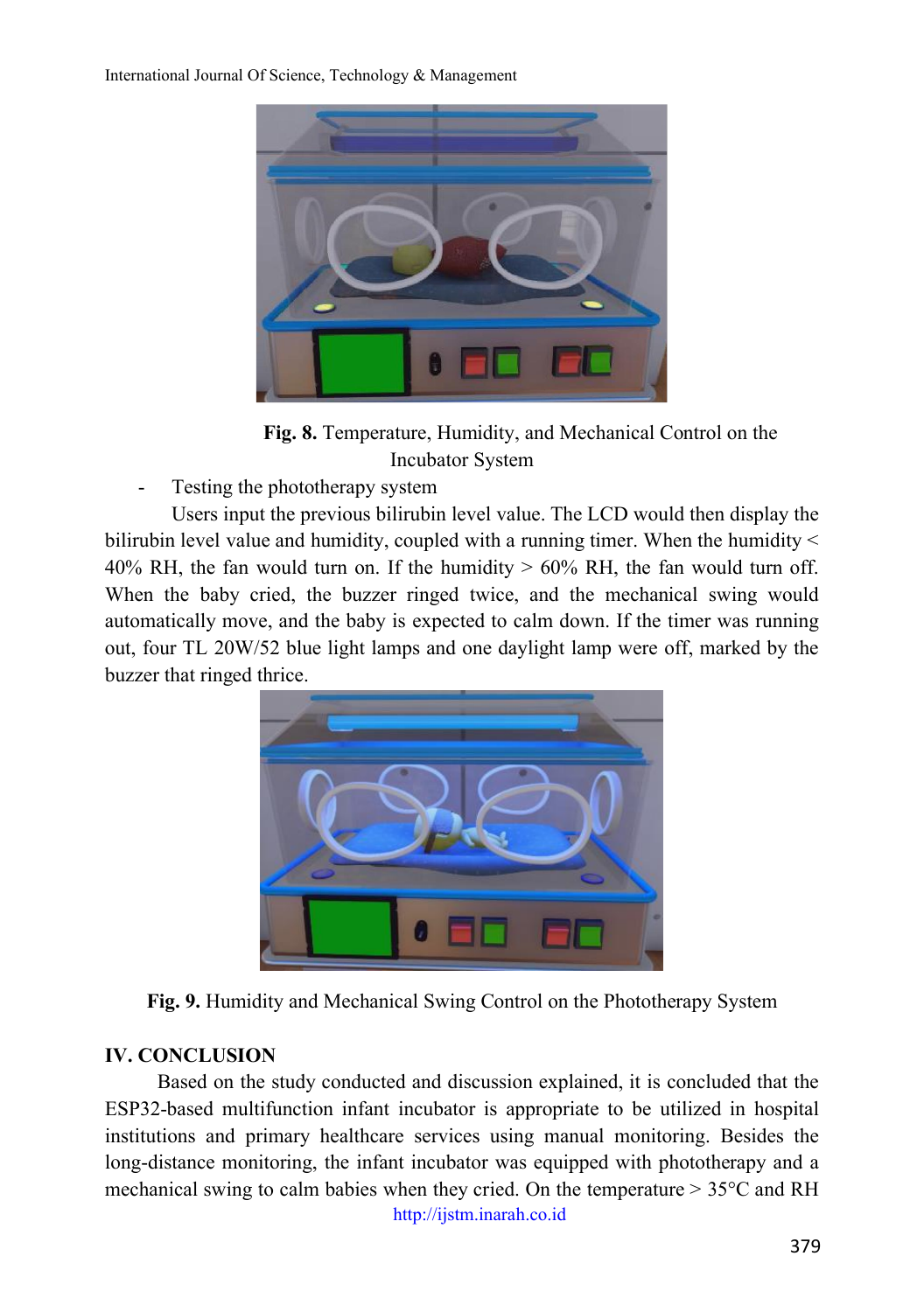**Fig. 8.** Temperature, Humidity, and Mechanical Control on the Incubator System

- Testing the phototherapy system

Users input the previous bilirubin level value. The LCD would then display the bilirubin level value and humidity, coupled with a running timer. When the humidity < 40% RH, the fan would turn on. If the humidity > 60% RH, the fan would turn off. When the baby cried, the buzzer ringed twice, and the mechanical swing would automatically move, and the baby is expected to calm down. If the timer was running out, four TL 20W/52 blue light lamps and one daylight lamp were off, marked by the buzzer that ringed thrice.

**Fig. 9.** Humidity and Mechanical Swing Control on the Phototherapy System

## IV. CONCLUSION

Based on the study conducted and discussion explained, it is concluded that the ESP32-based multifunction infant incubator is appropriate to be utilized in hospital institutions and primary healthcare services using manual monitoring. Besides the long-distance monitoring, the infant incubator was equipped with phototherapy and a mechanical swing to calm babies when they cried. On the temperature > 35°C and RH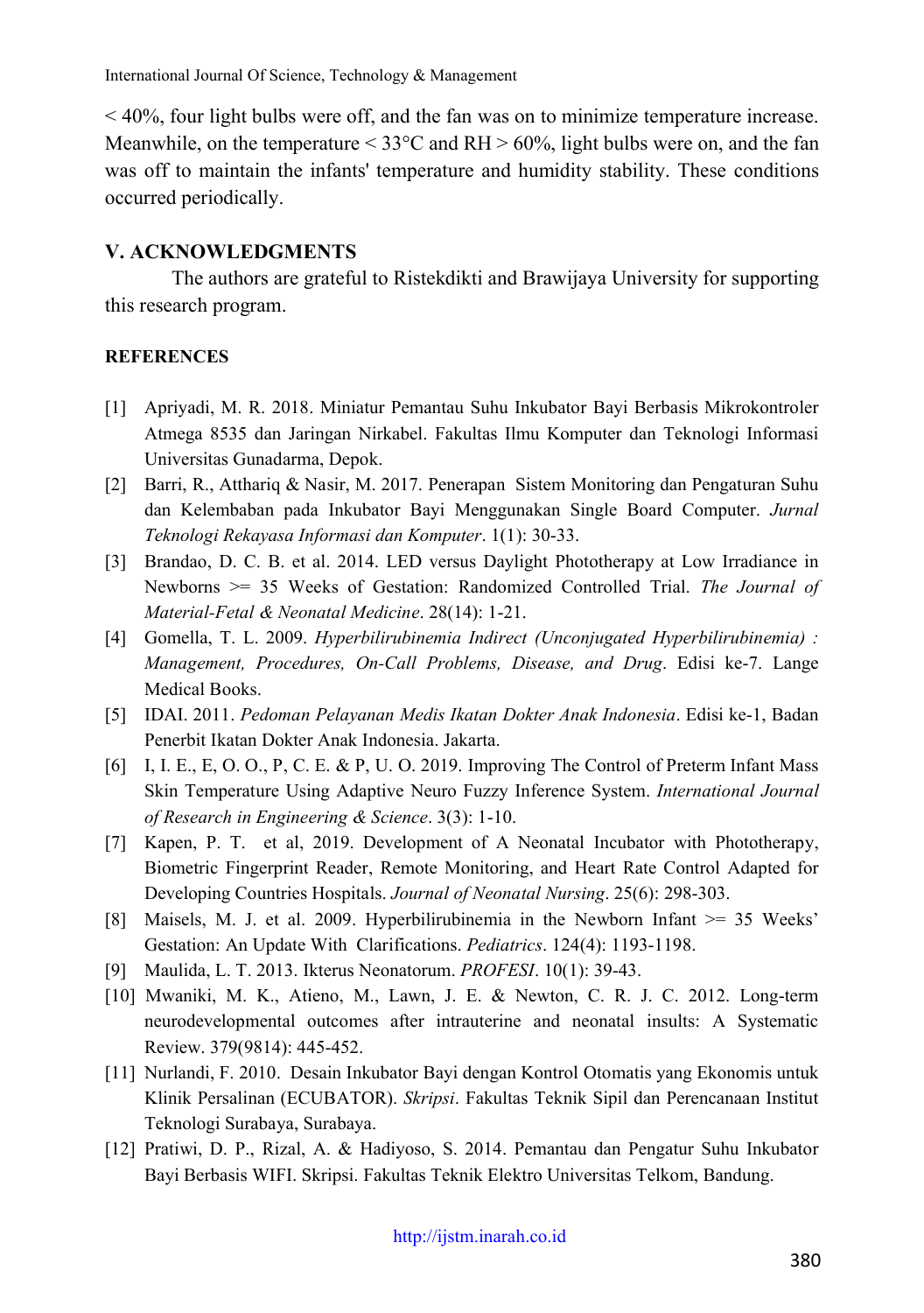< 40%, four light bulbs were off, and the fan was on to minimize temperature increase. Meanwhile, on the temperature < 33°C and RH > 60%, light bulbs were on, and the fan was off to maintain the infants' temperature and humidity stability. These conditions occurred periodically.

## V. ACKNOWLEDGMENTS

The authors are grateful to Ristekdikti and Brawijaya University for supporting this research program.

## REFERENCES

[1] Apriyadi, M. R. 2018. Miniatur Pemantau Suhu Inkubator Bayi Berbasis Mikrokontroler Atmega 8535 dan Jaringan Nirkabel. Fakultas Ilmu Komputer dan Teknologi Informasi Universitas Gunadarma, Depok.

[2] Barri, R., Atthariq & Nasir, M. 2017. Penerapan Sistem Monitoring dan Pengaturan Suhu dan Kelembaban pada Inkubator Bayi Menggunakan Single Board Computer. *Jurnal Teknologi Rekayasa Informasi dan Komputer*. 1(1): 30-33.

[3] Brandao, D. C. B. et al. 2014. LED versus Daylight Phototherapy at Low Irradiance in Newborns >= 35 Weeks of Gestation: Randomized Controlled Trial. *The Journal of Material-Fetal & Neonatal Medicine*. 28(14): 1-21.

[4] Gomella, T. L. 2009. *Hyperbilirubinemia Indirect (Unconjugated Hyperbilirubinemia) : Management, Procedures, On-Call Problems, Disease, and Drug*. Edisi ke-7. Lange Medical Books.

[5] IDAI. 2011. *Pedoman Pelayanan Medis Ikatan Dokter Anak Indonesia*. Edisi ke-1, Badan Penerbit Ikatan Dokter Anak Indonesia. Jakarta.

[6] I, I. E., E, O. O., P, C. E. & P, U. O. 2019. Improving The Control of Preterm Infant Mass Skin Temperature Using Adaptive Neuro Fuzzy Inference System. *International Journal of Research in Engineering & Science*. 3(3): 1-10.

[7] Kapen, P. T. et al, 2019. Development of A Neonatal Incubator with Phototherapy, Biometric Fingerprint Reader, Remote Monitoring, and Heart Rate Control Adapted for Developing Countries Hospitals. *Journal of Neonatal Nursing*. 25(6): 298-303.

[8] Maisels, M. J. et al. 2009. Hyperbilirubinemia in the Newborn Infant >= 35 Weeks' Gestation: An Update With Clarifications. *Pediatrics*. 124(4): 1193-1198.

[9] Maulida, L. T. 2013. Ikterus Neonatorum. *PROFESI*. 10(1): 39-43.

[10] Mwaniki, M. K., Atieno, M., Lawn, J. E. & Newton, C. R. J. C. 2012. Long-term neurodevelopmental outcomes after intrauterine and neonatal insults: A Systematic Review. 379(9814): 445-452.

[11] Nurlandi, F. 2010. Desain Inkubator Bayi dengan Kontrol Otomatis yang Ekonomis untuk Klinik Persalinan (ECUBATOR). *Skripsi*. Fakultas Teknik Sipil dan Perencanaan Institut Teknologi Surabaya, Surabaya.

[12] Pratiwi, D. P., Rizal, A. & Hadiyoso, S. 2014. Pemantau dan Pengatur Suhu Inkubator Bayi Berbasis WIFI. Skripsi. Fakultas Teknik Elektro Universitas Telkom, Bandung.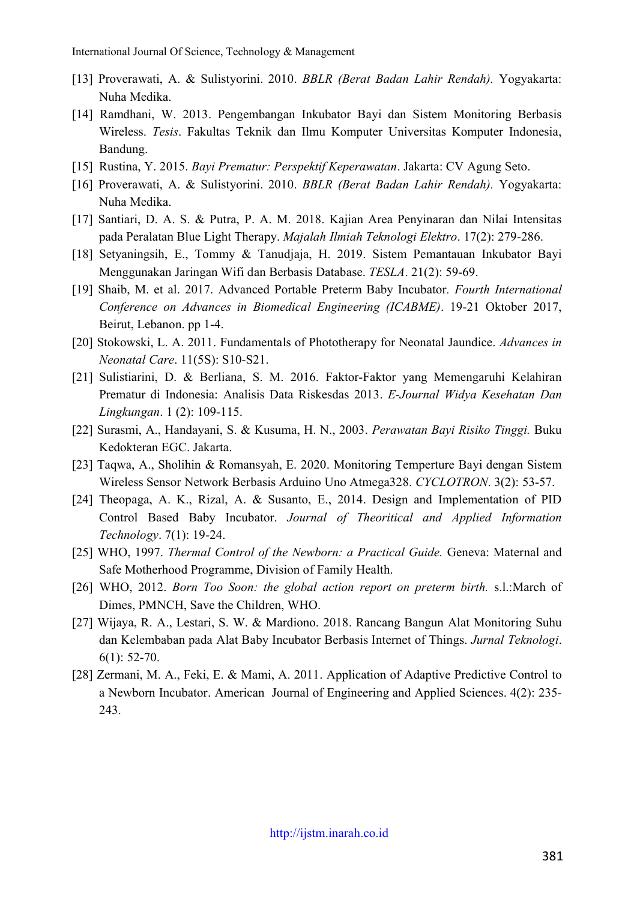[13] Proverawati, A. & Sulistyorini. 2010. *BBLR (Berat Badan Lahir Rendah).* Yogyakarta: Nuha Medika.

[14] Ramdhani, W. 2013. Pengembangan Inkubator Bayi dan Sistem Monitoring Berbasis Wireless. *Tesis*. Fakultas Teknik dan Ilmu Komputer Universitas Komputer Indonesia, Bandung.

[15] Rustina, Y. 2015. *Bayi Prematur: Perspektif Keperawatan*. Jakarta: CV Agung Seto.

[16] Proverawati, A. & Sulistyorini. 2010. *BBLR (Berat Badan Lahir Rendah).* Yogyakarta: Nuha Medika.

[17] Santiari, D. A. S. & Putra, P. A. M. 2018. Kajian Area Penyinaran dan Nilai Intensitas pada Peralatan Blue Light Therapy. *Majalah Ilmiah Teknologi Elektro*. 17(2): 279-286.

[18] Setyaningsih, E., Tommy & Tanudjaja, H. 2019. Sistem Pemantauan Inkubator Bayi Menggunakan Jaringan Wifi dan Berbasis Database. *TESLA*. 21(2): 59-69.

[19] Shaib, M. et al. 2017. Advanced Portable Preterm Baby Incubator. *Fourth International Conference on Advances in Biomedical Engineering (ICABME)*. 19-21 Oktober 2017, Beirut, Lebanon. pp 1-4.

[20] Stokowski, L. A. 2011. Fundamentals of Phototherapy for Neonatal Jaundice. *Advances in Neonatal Care*. 11(5S): S10-S21.

[21] Sulistiarini, D. & Berliana, S. M. 2016. Faktor-Faktor yang Memengaruhi Kelahiran Prematur di Indonesia: Analisis Data Riskesdas 2013. *E-Journal Widya Kesehatan Dan Lingkungan*. 1 (2): 109-115.

[22] Surasmi, A., Handayani, S. & Kusuma, H. N., 2003. *Perawatan Bayi Risiko Tinggi.* Buku Kedokteran EGC. Jakarta.

[23] Taqwa, A., Sholihin & Romansyah, E. 2020. Monitoring Temperture Bayi dengan Sistem Wireless Sensor Network Berbasis Arduino Uno Atmega328. *CYCLOTRON*. 3(2): 53-57.

[24] Theopaga, A. K., Rizal, A. & Susanto, E., 2014. Design and Implementation of PID Control Based Baby Incubator. *Journal of Theoritical and Applied Information Technology*. 7(1): 19-24.

[25] WHO, 1997. *Thermal Control of the Newborn: a Practical Guide.* Geneva: Maternal and Safe Motherhood Programme, Division of Family Health.

[26] WHO, 2012. *Born Too Soon: the global action report on preterm birth.* s.l.:March of Dimes, PMNCH, Save the Children, WHO.

[27] Wijaya, R. A., Lestari, S. W. & Mardiono. 2018. Rancang Bangun Alat Monitoring Suhu dan Kelembaban pada Alat Baby Incubator Berbasis Internet of Things. *Jurnal Teknologi*. 6(1): 52-70.

[28] Zermani, M. A., Feki, E. & Mami, A. 2011. Application of Adaptive Predictive Control to a Newborn Incubator. American Journal of Engineering and Applied Sciences. 4(2): 235-243.